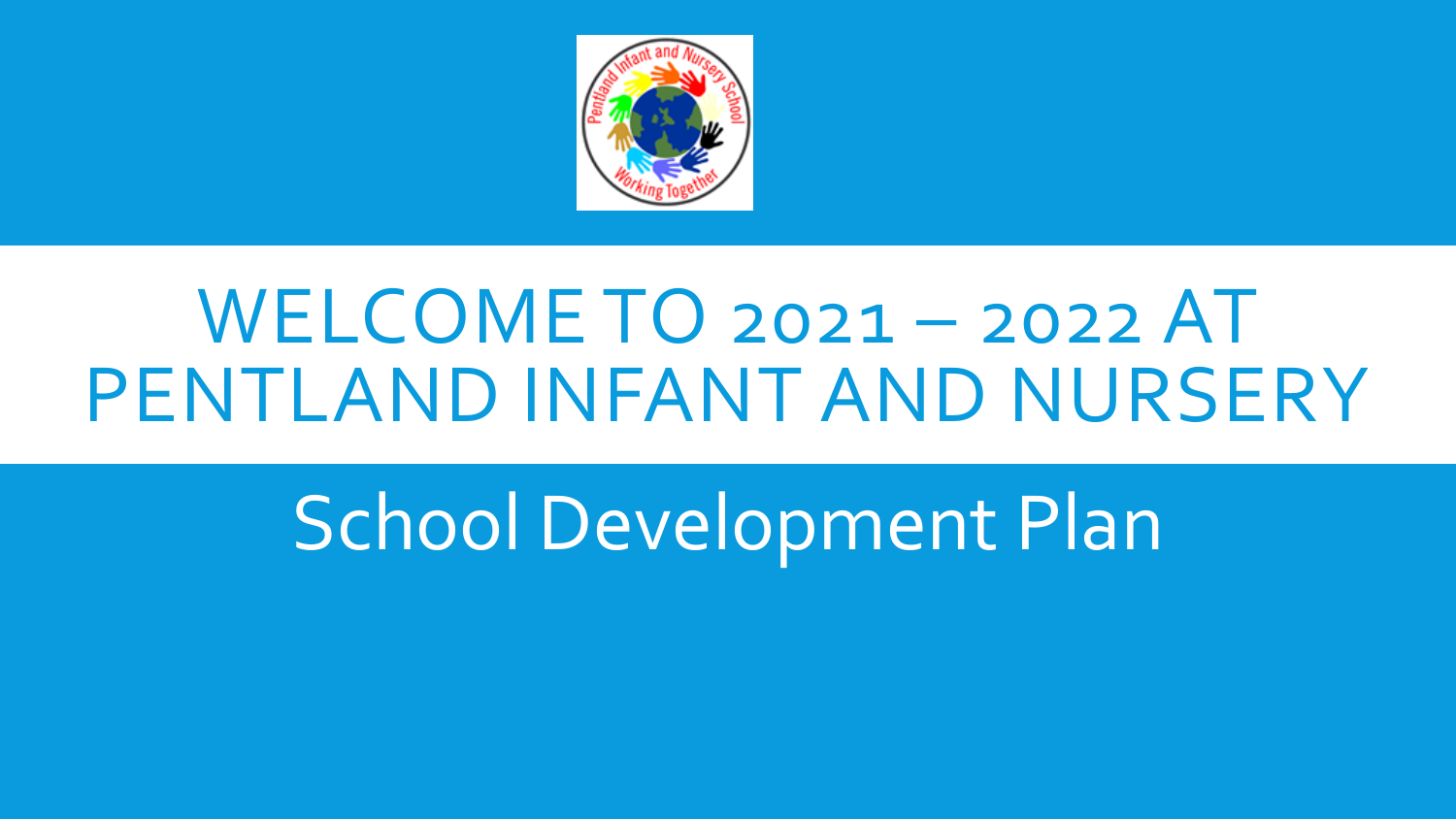# WELCOME TO 2021 – 2022 AT PENTLAND INFANT AND NURSERY

## School Development Plan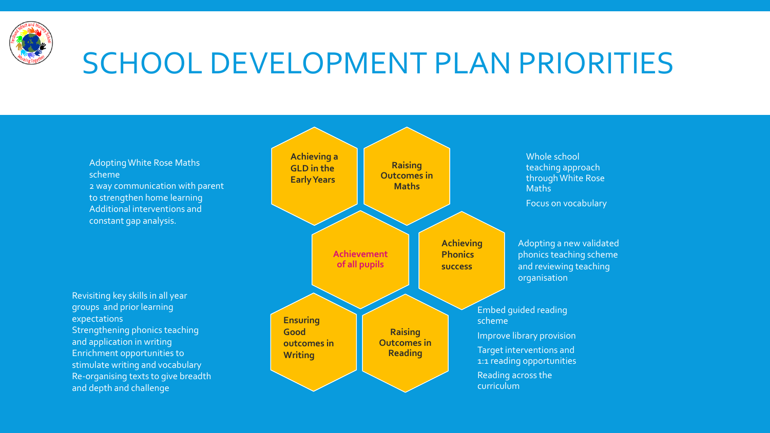# SCHOOL DEVELOPMENT PLAN PRIORITIES

## Achievement of all pupils

### Achieving a GLD in the Early Years

- Adopting White Rose Maths scheme
- 2 way communication with parent to strengthen home learning
- Additional interventions and constant gap analysis.

### Raising Outcomes in Maths

- Whole school teaching approach through White Rose Maths
- Focus on vocabulary

### Achieving Phonics success

- Adopting a new validated phonics teaching scheme and reviewing teaching organisation

### Raising Outcomes in Reading

- Embed guided reading scheme
- Improve library provision
- Target interventions and 1:1 reading opportunities
- Reading across the curriculum

### Ensuring Good outcomes in Writing

- Revisiting key skills in all year groups and prior learning expectations
- Strengthening phonics teaching and application in writing
- Enrichment opportunities to stimulate writing and vocabulary
- Re-organising texts to give breadth and depth and challenge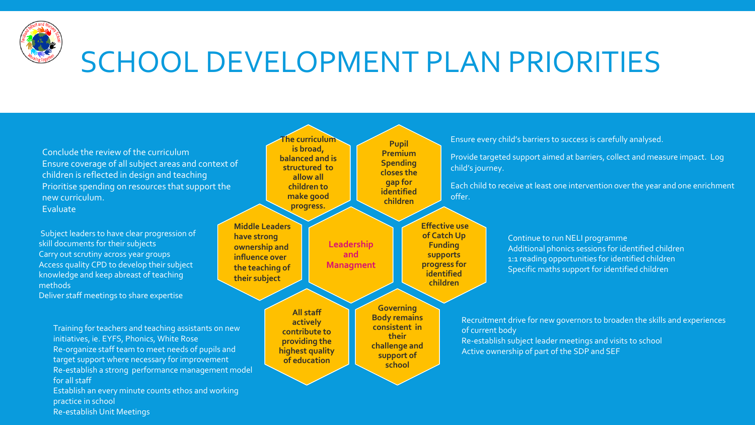# SCHOOL DEVELOPMENT PLAN PRIORITIES

## Leadership and Managment

### The curriculum is broad, balanced and is structured to allow all children to make good progress.

Conclude the review of the curriculum
Ensure coverage of all subject areas and context of children is reflected in design and teaching
Prioritise spending on resources that support the new curriculum.
Evaluate

### Pupil Premium Spending closes the gap for identified children

Ensure every child's barriers to success is carefully analysed.

Provide targeted support aimed at barriers, collect and measure impact. Log child's journey.

Each child to receive at least one intervention over the year and one enrichment offer.

### Middle Leaders have strong ownership and influence over the teaching of their subject

Subject leaders to have clear progression of skill documents for their subjects
Carry out scrutiny across year groups
Access quality CPD to develop their subject knowledge and keep abreast of teaching methods
Deliver staff meetings to share expertise

### Effective use of Catch Up Funding supports progress for identified children

Continue to run NELI programme
Additional phonics sessions for identified children
1:1 reading opportunities for identified children
Specific maths support for identified children

### All staff actively contribute to providing the highest quality of education

Training for teachers and teaching assistants on new initiatives, ie. EYFS, Phonics, White Rose
Re-organize staff team to meet needs of pupils and target support where necessary for improvement
Re-establish a strong performance management model for all staff
Establish an every minute counts ethos and working practice in school
Re-establish Unit Meetings

### Governing Body remains consistent in their challenge and support of school

Recruitment drive for new governors to broaden the skills and experiences of current body
Re-establish subject leader meetings and visits to school
Active ownership of part of the SDP and SEF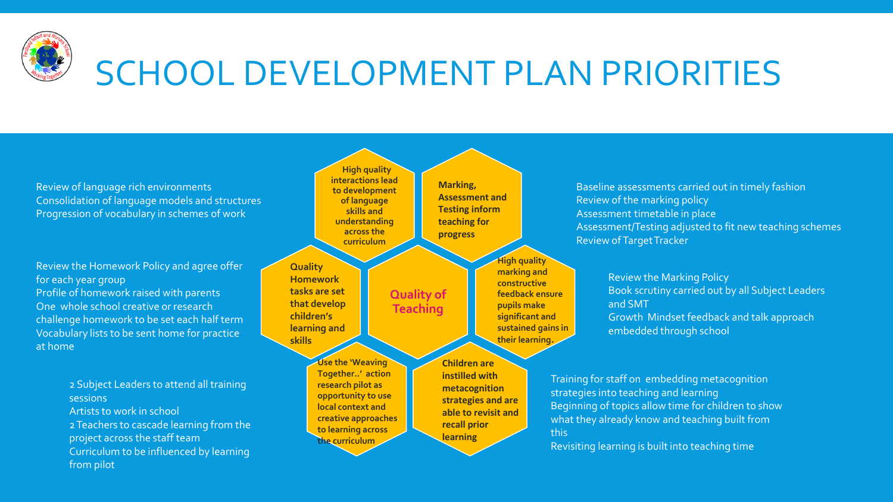# SCHOOL DEVELOPMENT PLAN PRIORITIES

## Quality of Teaching

**High quality interactions lead to development of language skills and understanding across the curriculum**

Review of language rich environments
Consolidation of language models and structures
Progression of vocabulary in schemes of work

**Quality Homework tasks are set that develop children's learning and skills**

Review the Homework Policy and agree offer for each year group
Profile of homework raised with parents
One whole school creative or research challenge homework to be set each half term
Vocabulary lists to be sent home for practice at home

**Use the 'Weaving Together..' action research pilot as opportunity to use local context and creative approaches to learning across the curriculum**

2 Subject Leaders to attend all training sessions
Artists to work in school
2 Teachers to cascade learning from the project across the staff team
Curriculum to be influenced by learning from pilot

**Marking, Assessment and Testing inform teaching for progress**

Baseline assessments carried out in timely fashion
Review of the marking policy
Assessment timetable in place
Assessment/Testing adjusted to fit new teaching schemes
Review of Target Tracker

**High quality marking and constructive feedback ensure pupils make significant and sustained gains in their learning.**

Review the Marking Policy
Book scrutiny carried out by all Subject Leaders and SMT
Growth Mindset feedback and talk approach embedded through school

**Children are instilled with metacognition strategies and are able to revisit and recall prior learning**

Training for staff on embedding metacognition strategies into teaching and learning
Beginning of topics allow time for children to show what they already know and teaching built from this
Revisiting learning is built into teaching time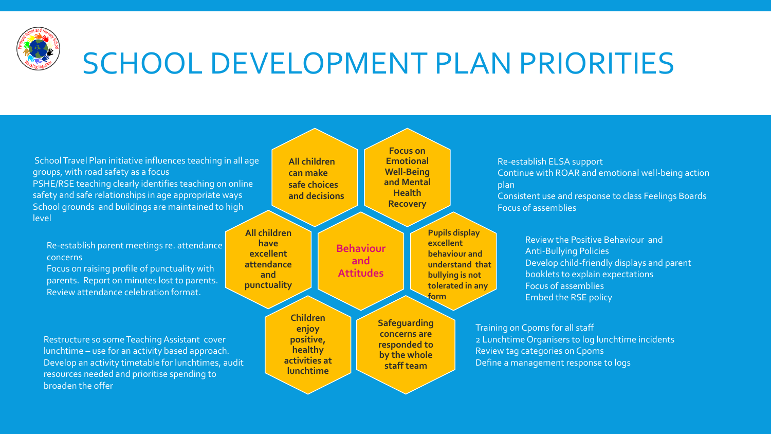# SCHOOL DEVELOPMENT PLAN PRIORITIES

## Behaviour and Attitudes

**All children can make safe choices and decisions**

School Travel Plan initiative influences teaching in all age groups, with road safety as a focus
PSHE/RSE teaching clearly identifies teaching on online safety and safe relationships in age appropriate ways
School grounds and buildings are maintained to high level

**Focus on Emotional Well-Being and Mental Health Recovery**

Re-establish ELSA support
Continue with ROAR and emotional well-being action plan
Consistent use and response to class Feelings Boards
Focus of assemblies

**All children have excellent attendance and punctuality**

Re-establish parent meetings re. attendance concerns
Focus on raising profile of punctuality with parents. Report on minutes lost to parents.
Review attendance celebration format.

**Pupils display excellent behaviour and understand that bullying is not tolerated in any form**

Review the Positive Behaviour and Anti-Bullying Policies
Develop child-friendly displays and parent booklets to explain expectations
Focus of assemblies
Embed the RSE policy

**Children enjoy positive, healthy activities at lunchtime**

Restructure so some Teaching Assistant cover lunchtime – use for an activity based approach.
Develop an activity timetable for lunchtimes, audit resources needed and prioritise spending to broaden the offer

**Safeguarding concerns are responded to by the whole staff team**

Training on Cpoms for all staff
2 Lunchtime Organisers to log lunchtime incidents
Review tag categories on Cpoms
Define a management response to logs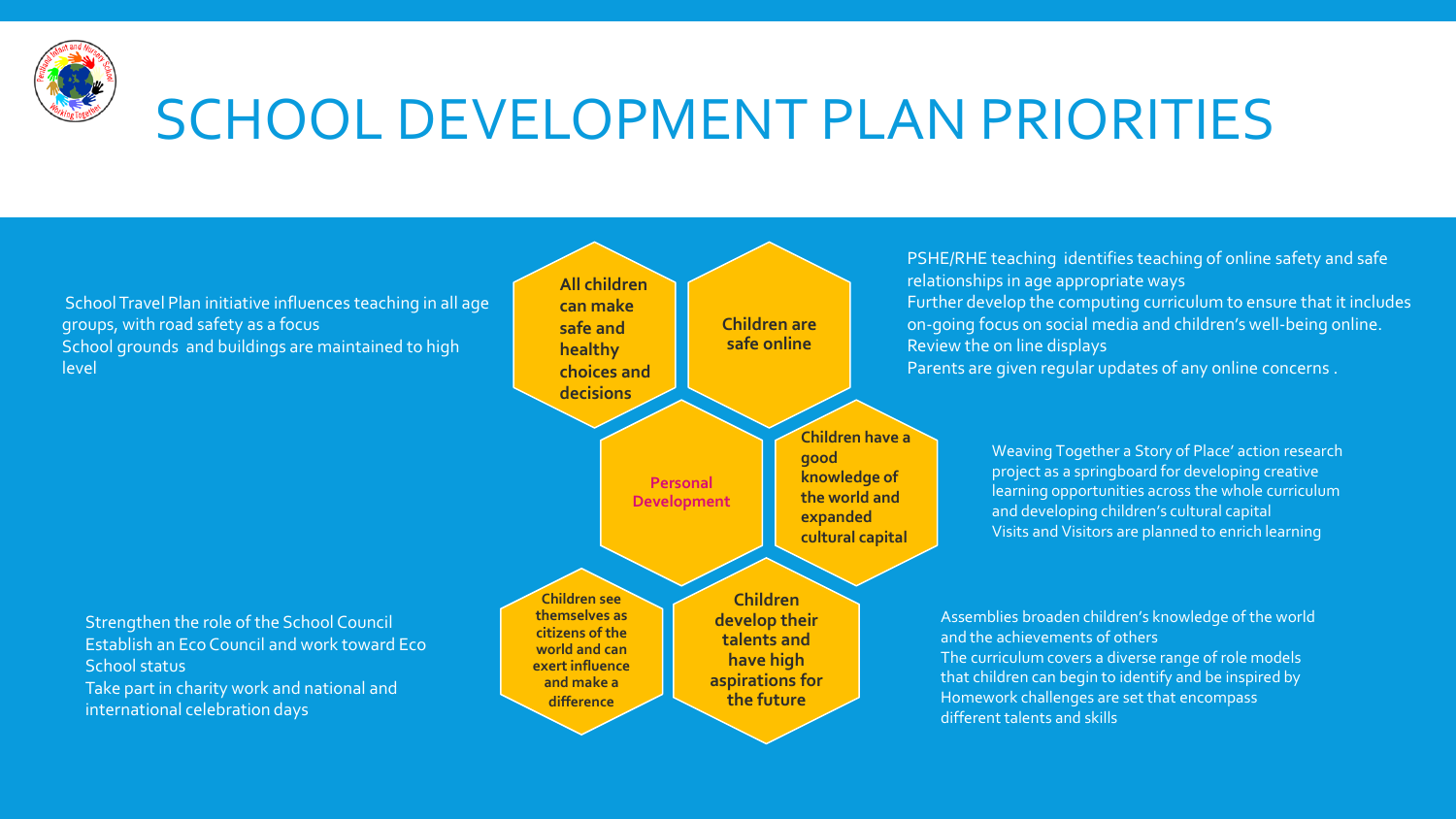# SCHOOL DEVELOPMENT PLAN PRIORITIES

## Personal Development

### All children can make safe and healthy choices and decisions

School Travel Plan initiative influences teaching in all age groups, with road safety as a focus
School grounds and buildings are maintained to high level

### Children are safe online

PSHE/RHE teaching identifies teaching of online safety and safe relationships in age appropriate ways
Further develop the computing curriculum to ensure that it includes on-going focus on social media and children's well-being online.
Review the on line displays
Parents are given regular updates of any online concerns .

### Children have a good knowledge of the world and expanded cultural capital

Weaving Together a Story of Place' action research project as a springboard for developing creative learning opportunities across the whole curriculum and developing children's cultural capital
Visits and Visitors are planned to enrich learning

### Children develop their talents and have high aspirations for the future

Assemblies broaden children's knowledge of the world and the achievements of others
The curriculum covers a diverse range of role models that children can begin to identify and be inspired by
Homework challenges are set that encompass different talents and skills

### Children see themselves as citizens of the world and can exert influence and make a difference

Strengthen the role of the School Council
Establish an Eco Council and work toward Eco School status
Take part in charity work and national and international celebration days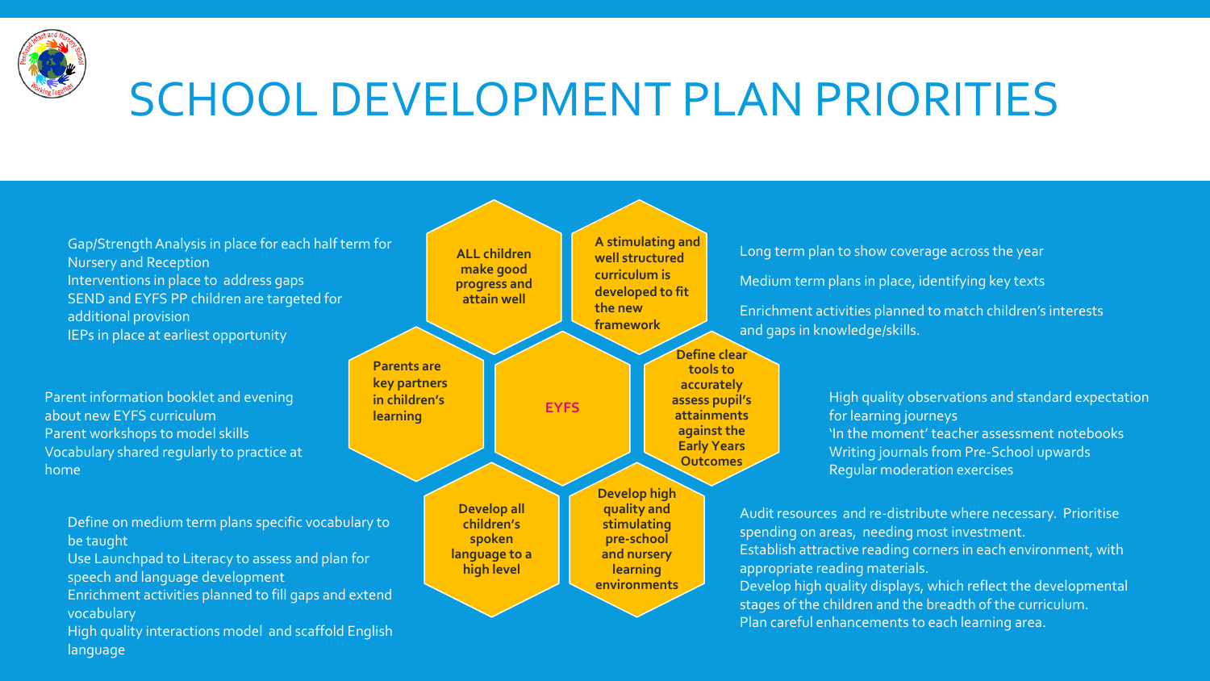# SCHOOL DEVELOPMENT PLAN PRIORITIES

## EYFS

### ALL children make good progress and attain well

Gap/Strength Analysis in place for each half term for Nursery and Reception
Interventions in place to address gaps
SEND and EYFS PP children are targeted for additional provision
IEPs in place at earliest opportunity

### A stimulating and well structured curriculum is developed to fit the new framework

Long term plan to show coverage across the year

Medium term plans in place, identifying key texts

Enrichment activities planned to match children's interests and gaps in knowledge/skills.

### Parents are key partners in children's learning

Parent information booklet and evening about new EYFS curriculum
Parent workshops to model skills
Vocabulary shared regularly to practice at home

### Define clear tools to accurately assess pupil's attainments against the Early Years Outcomes

High quality observations and standard expectation for learning journeys
'In the moment' teacher assessment notebooks
Writing journals from Pre-School upwards
Regular moderation exercises

### Develop all children's spoken language to a high level

Define on medium term plans specific vocabulary to be taught
Use Launchpad to Literacy to assess and plan for speech and language development
Enrichment activities planned to fill gaps and extend vocabulary
High quality interactions model and scaffold English language

### Develop high quality and stimulating pre-school and nursery learning environments

Audit resources and re-distribute where necessary. Prioritise spending on areas, needing most investment.
Establish attractive reading corners in each environment, with appropriate reading materials.
Develop high quality displays, which reflect the developmental stages of the children and the breadth of the curriculum.
Plan careful enhancements to each learning area.